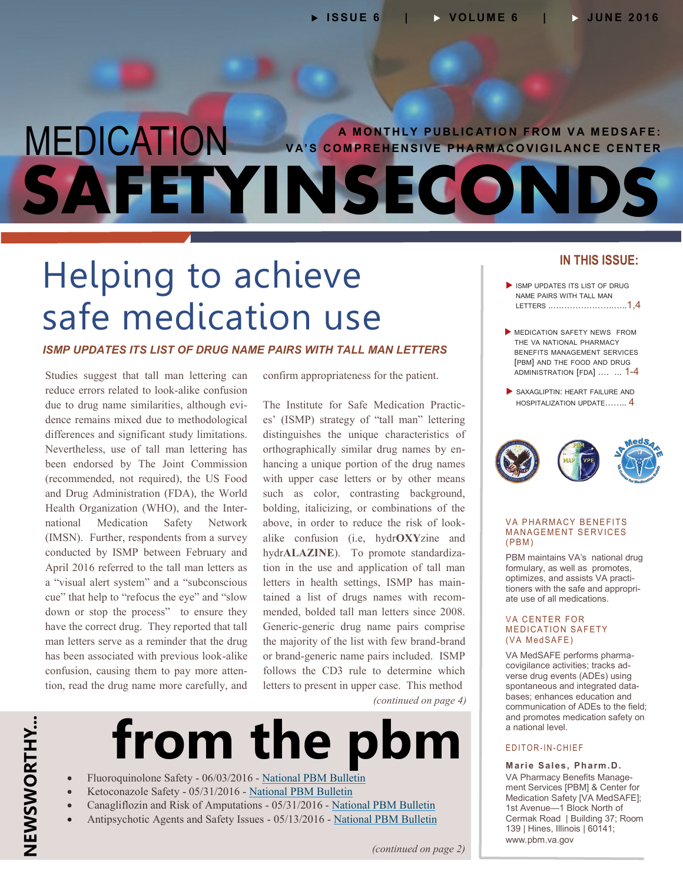# MEDICATION SAFETYINSECONDS

A MONTHLY PUBLICATION FROM VA MEDSAFE: VA'S COMPREHENSIVE PHARMACOVIGILANCE CENTER

ISSUE 6 | VOLUME 6 | JUNE 2016

## Helping to achieve safe medication use

### *ISMP UPDATES ITS LIST OF DRUG NAME PAIRS WITH TALL MAN LETTERS*

Studies suggest that tall man lettering can reduce errors related to look-alike confusion due to drug name similarities, although evidence remains mixed due to methodological differences and significant study limitations. Nevertheless, use of tall man lettering has been endorsed by The Joint Commission (recommended, not required), the US Food and Drug Administration (FDA), the World Health Organization (WHO), and the International Medication Safety Network (IMSN). Further, respondents from a survey conducted by ISMP between February and April 2016 referred to the tall man letters as a "visual alert system" and a "subconscious cue" that help to "refocus the eye" and "slow down or stop the process" to ensure they have the correct drug. They reported that tall man letters serve as a reminder that the drug has been associated with previous look-alike confusion, causing them to pay more attention, read the drug name more carefully, and confirm appropriateness for the patient.

The Institute for Safe Medication Practices' (ISMP) strategy of "tall man" lettering distinguishes the unique characteristics of orthographically similar drug names by enhancing a unique portion of the drug names with upper case letters or by other means such as color, contrasting background, bolding, italicizing, or combinations of the above, in order to reduce the risk of look-alike confusion (i.e, hydr**OXY**zine and hydr**ALAZINE**). To promote standardization in the use and application of tall man letters in health settings, ISMP has maintained a list of drugs names with recommended, bolded tall man letters since 2008. Generic-generic drug name pairs comprise the majority of the list with few brand-brand or brand-generic name pairs included. ISMP follows the CD3 rule to determine which letters to present in upper case. This method

*(continued on page 4)*

## NEWSWORTHY... from the pbm

- Fluoroquinolone Safety - 06/03/2016 - National PBM Bulletin
- Ketoconazole Safety - 05/31/2016 - National PBM Bulletin
- Canagliflozin and Risk of Amputations - 05/31/2016 - National PBM Bulletin
- Antipsychotic Agents and Safety Issues - 05/13/2016 - National PBM Bulletin

*(continued on page 2)*

## IN THIS ISSUE:

- ISMP UPDATES ITS LIST OF DRUG NAME PAIRS WITH TALL MAN LETTERS .......................... 1,4
- MEDICATION SAFETY NEWS FROM THE VA NATIONAL PHARMACY BENEFITS MANAGEMENT SERVICES [PBM] AND THE FOOD AND DRUG ADMINISTRATION [FDA] .... ... 1-4
- SAXAGLIPTIN: HEART FAILURE AND HOSPITALIZATION UPDATE........ 4

### VA PHARMACY BENEFITS MANAGEMENT SERVICES (PBM)

PBM maintains VA's national drug formulary, as well as promotes, optimizes, and assists VA practitioners with the safe and appropriate use of all medications.

### VA CENTER FOR MEDICATION SAFETY (VA MedSAFE)

VA MedSAFE performs pharmacovigilance activities; tracks adverse drug events (ADEs) using spontaneous and integrated databases; enhances education and communication of ADEs to the field; and promotes medication safety on a national level.

### EDITOR-IN-CHIEF

**Marie Sales, Pharm.D.**
VA Pharmacy Benefits Management Services [PBM] & Center for Medication Safety [VA MedSAFE]; 1st Avenue—1 Block North of Cermak Road | Building 37; Room 139 | Hines, Illinois | 60141; www.pbm.va.gov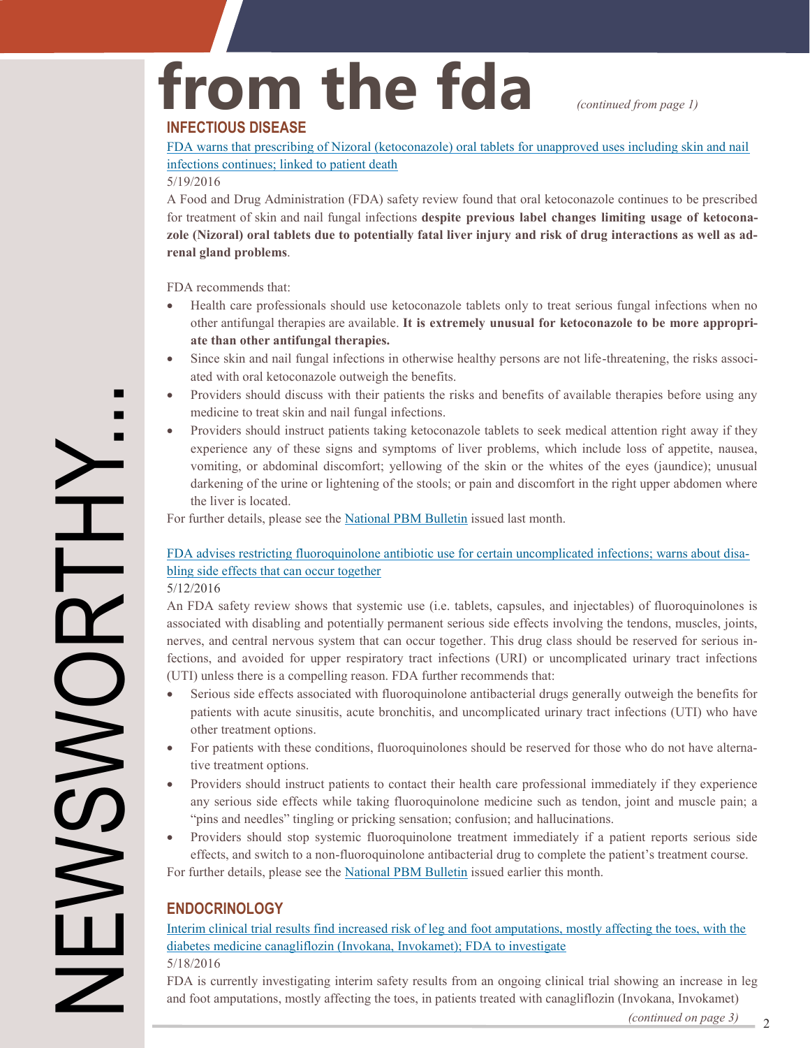# from the fda

*(continued from page 1)*

## INFECTIOUS DISEASE

FDA warns that prescribing of Nizoral (ketoconazole) oral tablets for unapproved uses including skin and nail infections continues; linked to patient death

5/19/2016

A Food and Drug Administration (FDA) safety review found that oral ketoconazole continues to be prescribed for treatment of skin and nail fungal infections **despite previous label changes limiting usage of ketoconazole (Nizoral) oral tablets due to potentially fatal liver injury and risk of drug interactions as well as adrenal gland problems**.

FDA recommends that:

- Health care professionals should use ketoconazole tablets only to treat serious fungal infections when no other antifungal therapies are available. **It is extremely unusual for ketoconazole to be more appropriate than other antifungal therapies.**
- Since skin and nail fungal infections in otherwise healthy persons are not life-threatening, the risks associated with oral ketoconazole outweigh the benefits.
- Providers should discuss with their patients the risks and benefits of available therapies before using any medicine to treat skin and nail fungal infections.
- Providers should instruct patients taking ketoconazole tablets to seek medical attention right away if they experience any of these signs and symptoms of liver problems, which include loss of appetite, nausea, vomiting, or abdominal discomfort; yellowing of the skin or the whites of the eyes (jaundice); unusual darkening of the urine or lightening of the stools; or pain and discomfort in the right upper abdomen where the liver is located.

For further details, please see the National PBM Bulletin issued last month.

FDA advises restricting fluoroquinolone antibiotic use for certain uncomplicated infections; warns about disabling side effects that can occur together

5/12/2016

An FDA safety review shows that systemic use (i.e. tablets, capsules, and injectables) of fluoroquinolones is associated with disabling and potentially permanent serious side effects involving the tendons, muscles, joints, nerves, and central nervous system that can occur together. This drug class should be reserved for serious infections, and avoided for upper respiratory tract infections (URI) or uncomplicated urinary tract infections (UTI) unless there is a compelling reason. FDA further recommends that:

- Serious side effects associated with fluoroquinolone antibacterial drugs generally outweigh the benefits for patients with acute sinusitis, acute bronchitis, and uncomplicated urinary tract infections (UTI) who have other treatment options.
- For patients with these conditions, fluoroquinolones should be reserved for those who do not have alternative treatment options.
- Providers should instruct patients to contact their health care professional immediately if they experience any serious side effects while taking fluoroquinolone medicine such as tendon, joint and muscle pain; a "pins and needles" tingling or pricking sensation; confusion; and hallucinations.
- Providers should stop systemic fluoroquinolone treatment immediately if a patient reports serious side effects, and switch to a non-fluoroquinolone antibacterial drug to complete the patient's treatment course.

For further details, please see the National PBM Bulletin issued earlier this month.

## ENDOCRINOLOGY

Interim clinical trial results find increased risk of leg and foot amputations, mostly affecting the toes, with the diabetes medicine canagliflozin (Invokana, Invokamet); FDA to investigate

5/18/2016

FDA is currently investigating interim safety results from an ongoing clinical trial showing an increase in leg and foot amputations, mostly affecting the toes, in patients treated with canagliflozin (Invokana, Invokamet)

*(continued on page 3)*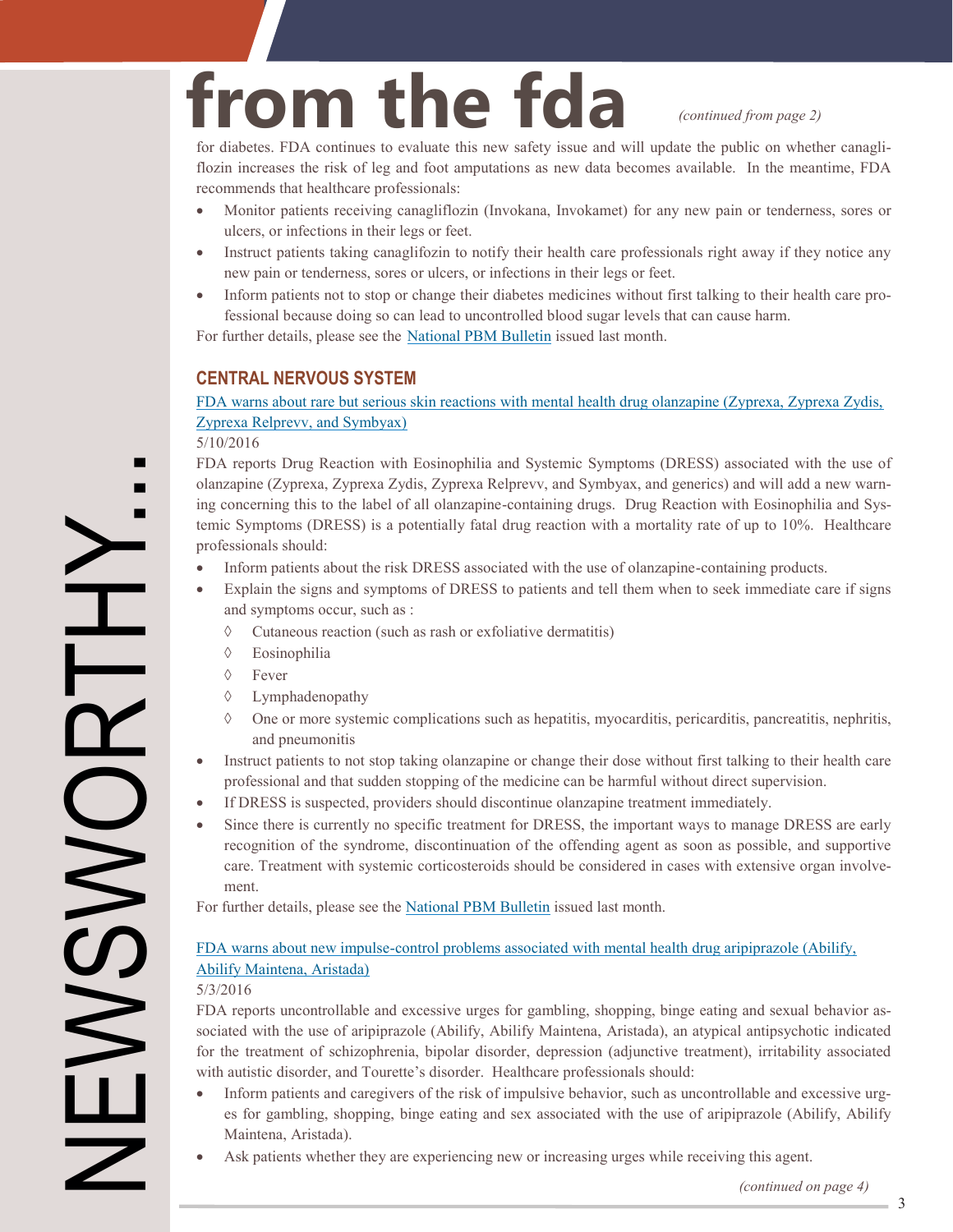# from the fda

*(continued from page 2)*

for diabetes. FDA continues to evaluate this new safety issue and will update the public on whether canagliflozin increases the risk of leg and foot amputations as new data becomes available. In the meantime, FDA recommends that healthcare professionals:

- Monitor patients receiving canagliflozin (Invokana, Invokamet) for any new pain or tenderness, sores or ulcers, or infections in their legs or feet.
- Instruct patients taking canaglifozin to notify their health care professionals right away if they notice any new pain or tenderness, sores or ulcers, or infections in their legs or feet.
- Inform patients not to stop or change their diabetes medicines without first talking to their health care professional because doing so can lead to uncontrolled blood sugar levels that can cause harm.

For further details, please see the National PBM Bulletin issued last month.

## CENTRAL NERVOUS SYSTEM

### FDA warns about rare but serious skin reactions with mental health drug olanzapine (Zyprexa, Zyprexa Zydis, Zyprexa Relprevv, and Symbyax)

5/10/2016

FDA reports Drug Reaction with Eosinophilia and Systemic Symptoms (DRESS) associated with the use of olanzapine (Zyprexa, Zyprexa Zydis, Zyprexa Relprevv, and Symbyax, and generics) and will add a new warning concerning this to the label of all olanzapine-containing drugs. Drug Reaction with Eosinophilia and Systemic Symptoms (DRESS) is a potentially fatal drug reaction with a mortality rate of up to 10%. Healthcare professionals should:

- Inform patients about the risk DRESS associated with the use of olanzapine-containing products.
- Explain the signs and symptoms of DRESS to patients and tell them when to seek immediate care if signs and symptoms occur, such as :
  - ◊ Cutaneous reaction (such as rash or exfoliative dermatitis)
  - ◊ Eosinophilia
  - ◊ Fever
  - ◊ Lymphadenopathy
  - ◊ One or more systemic complications such as hepatitis, myocarditis, pericarditis, pancreatitis, nephritis, and pneumonitis
- Instruct patients to not stop taking olanzapine or change their dose without first talking to their health care professional and that sudden stopping of the medicine can be harmful without direct supervision.
- If DRESS is suspected, providers should discontinue olanzapine treatment immediately.
- Since there is currently no specific treatment for DRESS, the important ways to manage DRESS are early recognition of the syndrome, discontinuation of the offending agent as soon as possible, and supportive care. Treatment with systemic corticosteroids should be considered in cases with extensive organ involvement.

For further details, please see the National PBM Bulletin issued last month.

### FDA warns about new impulse-control problems associated with mental health drug aripiprazole (Abilify, Abilify Maintena, Aristada)

5/3/2016

FDA reports uncontrollable and excessive urges for gambling, shopping, binge eating and sexual behavior associated with the use of aripiprazole (Abilify, Abilify Maintena, Aristada), an atypical antipsychotic indicated for the treatment of schizophrenia, bipolar disorder, depression (adjunctive treatment), irritability associated with autistic disorder, and Tourette's disorder. Healthcare professionals should:

- Inform patients and caregivers of the risk of impulsive behavior, such as uncontrollable and excessive urges for gambling, shopping, binge eating and sex associated with the use of aripiprazole (Abilify, Abilify Maintena, Aristada).
- Ask patients whether they are experiencing new or increasing urges while receiving this agent.

*(continued on page 4)*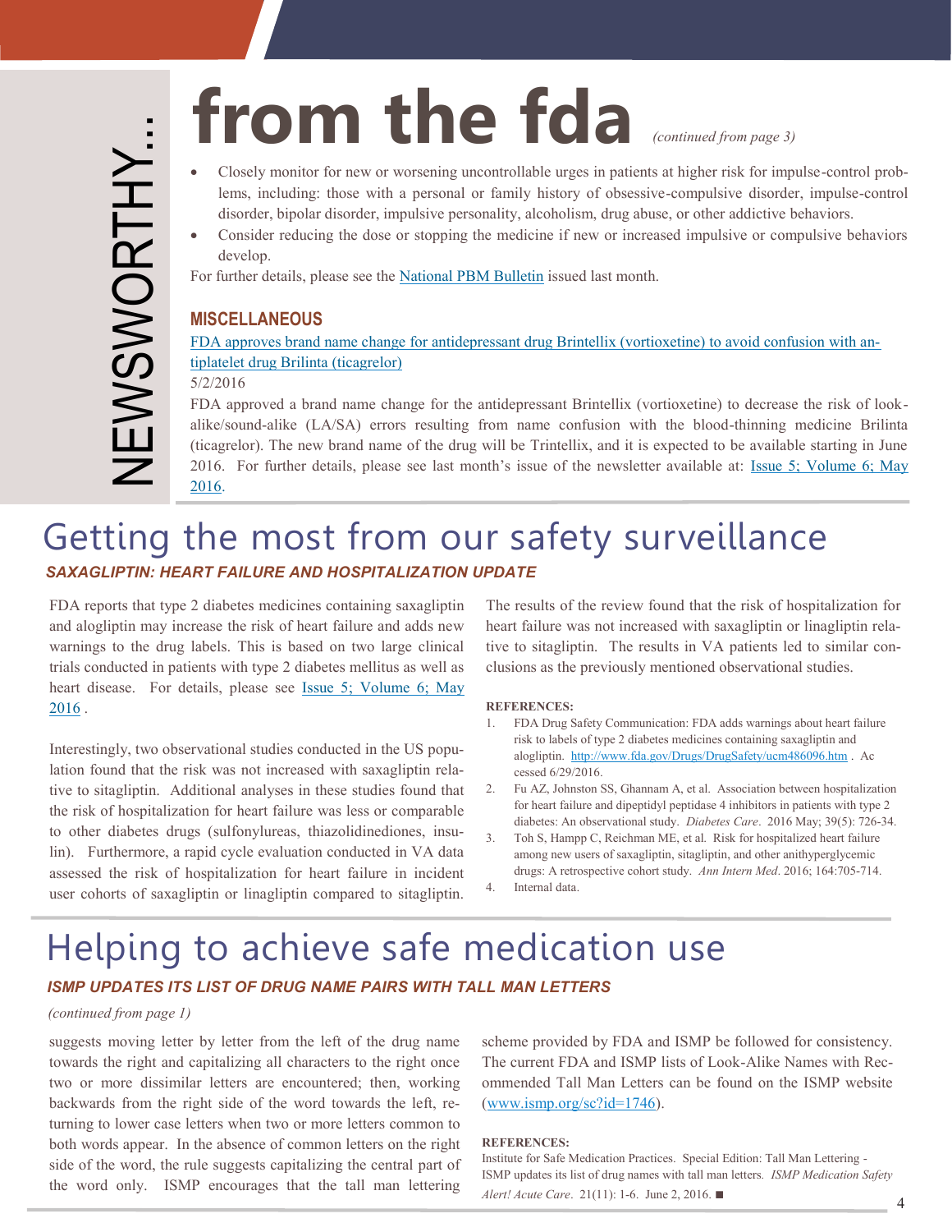NEWSWORTHY...

# from the fda

*(continued from page 3)*

- Closely monitor for new or worsening uncontrollable urges in patients at higher risk for impulse-control problems, including: those with a personal or family history of obsessive-compulsive disorder, impulse-control disorder, bipolar disorder, impulsive personality, alcoholism, drug abuse, or other addictive behaviors.
- Consider reducing the dose or stopping the medicine if new or increased impulsive or compulsive behaviors develop.

For further details, please see the National PBM Bulletin issued last month.

### MISCELLANEOUS

FDA approves brand name change for antidepressant drug Brintellix (vortioxetine) to avoid confusion with antiplatelet drug Brilinta (ticagrelor)

5/2/2016

FDA approved a brand name change for the antidepressant Brintellix (vortioxetine) to decrease the risk of look-alike/sound-alike (LA/SA) errors resulting from name confusion with the blood-thinning medicine Brilinta (ticagrelor). The new brand name of the drug will be Trintellix, and it is expected to be available starting in June 2016. For further details, please see last month's issue of the newsletter available at: Issue 5; Volume 6; May 2016.

# Getting the most from our safety surveillance

### *SAXAGLIPTIN: HEART FAILURE AND HOSPITALIZATION UPDATE*

FDA reports that type 2 diabetes medicines containing saxagliptin and alogliptin may increase the risk of heart failure and adds new warnings to the drug labels. This is based on two large clinical trials conducted in patients with type 2 diabetes mellitus as well as heart disease. For details, please see Issue 5; Volume 6; May 2016 .

Interestingly, two observational studies conducted in the US population found that the risk was not increased with saxagliptin relative to sitagliptin. Additional analyses in these studies found that the risk of hospitalization for heart failure was less or comparable to other diabetes drugs (sulfonylureas, thiazolidinediones, insulin). Furthermore, a rapid cycle evaluation conducted in VA data assessed the risk of hospitalization for heart failure in incident user cohorts of saxagliptin or linagliptin compared to sitagliptin. The results of the review found that the risk of hospitalization for heart failure was not increased with saxagliptin or linagliptin relative to sitagliptin. The results in VA patients led to similar conclusions as the previously mentioned observational studies.

**REFERENCES:**

1. FDA Drug Safety Communication: FDA adds warnings about heart failure risk to labels of type 2 diabetes medicines containing saxagliptin and alogliptin. http://www.fda.gov/Drugs/DrugSafety/ucm486096.htm . Accessed 6/29/2016.
2. Fu AZ, Johnston SS, Ghannam A, et al. Association between hospitalization for heart failure and dipeptidyl peptidase 4 inhibitors in patients with type 2 diabetes: An observational study. *Diabetes Care*. 2016 May; 39(5): 726-34.
3. Toh S, Hampp C, Reichman ME, et al. Risk for hospitalized heart failure among new users of saxagliptin, sitagliptin, and other anithyperglycemic drugs: A retrospective cohort study. *Ann Intern Med*. 2016; 164:705-714.
4. Internal data.

# Helping to achieve safe medication use

### *ISMP UPDATES ITS LIST OF DRUG NAME PAIRS WITH TALL MAN LETTERS*

*(continued from page 1)*

suggests moving letter by letter from the left of the drug name towards the right and capitalizing all characters to the right once two or more dissimilar letters are encountered; then, working backwards from the right side of the word towards the left, returning to lower case letters when two or more letters common to both words appear. In the absence of common letters on the right side of the word, the rule suggests capitalizing the central part of the word only. ISMP encourages that the tall man lettering scheme provided by FDA and ISMP be followed for consistency. The current FDA and ISMP lists of Look-Alike Names with Recommended Tall Man Letters can be found on the ISMP website (www.ismp.org/sc?id=1746).

**REFERENCES:**

Institute for Safe Medication Practices. Special Edition: Tall Man Lettering - ISMP updates its list of drug names with tall man letters. *ISMP Medication Safety Alert! Acute Care*. 21(11): 1-6. June 2, 2016. ■